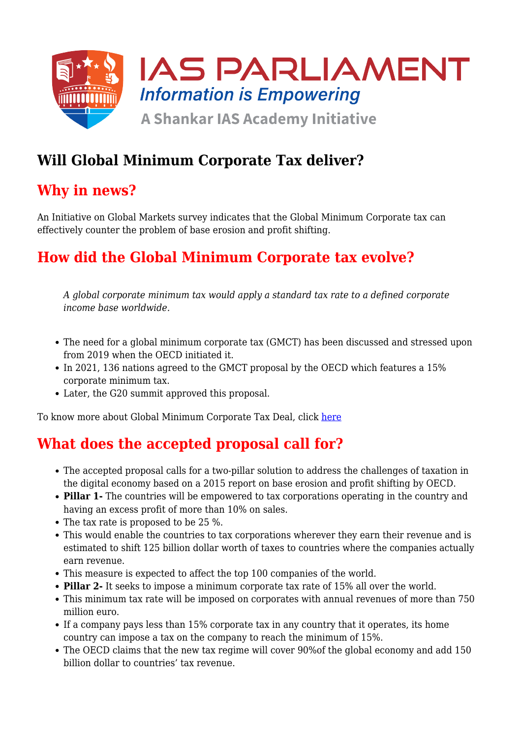# Will Global Minimum Corporate Tax deliver?

## Why in news?

An Initiative on Global Markets survey indicates that the Global Minimum Corporate tax can effectively counter the problem of base erosion and profit shifting.

## How did the Global Minimum Corporate tax evolve?

> *A global corporate minimum tax would apply a standard tax rate to a defined corporate income base worldwide.*

- The need for a global minimum corporate tax (GMCT) has been discussed and stressed upon from 2019 when the OECD initiated it.
- In 2021, 136 nations agreed to the GMCT proposal by the OECD which features a 15% corporate minimum tax.
- Later, the G20 summit approved this proposal.

To know more about Global Minimum Corporate Tax Deal, click here

## What does the accepted proposal call for?

- The accepted proposal calls for a two-pillar solution to address the challenges of taxation in the digital economy based on a 2015 report on base erosion and profit shifting by OECD.
- **Pillar 1-** The countries will be empowered to tax corporations operating in the country and having an excess profit of more than 10% on sales.
- The tax rate is proposed to be 25 %.
- This would enable the countries to tax corporations wherever they earn their revenue and is estimated to shift 125 billion dollar worth of taxes to countries where the companies actually earn revenue.
- This measure is expected to affect the top 100 companies of the world.
- **Pillar 2-** It seeks to impose a minimum corporate tax rate of 15% all over the world.
- This minimum tax rate will be imposed on corporates with annual revenues of more than 750 million euro.
- If a company pays less than 15% corporate tax in any country that it operates, its home country can impose a tax on the company to reach the minimum of 15%.
- The OECD claims that the new tax regime will cover 90%of the global economy and add 150 billion dollar to countries' tax revenue.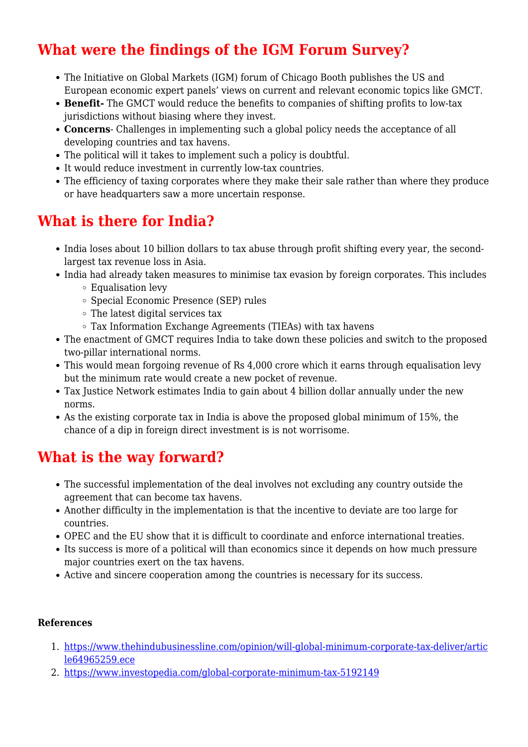## What were the findings of the IGM Forum Survey?

- The Initiative on Global Markets (IGM) forum of Chicago Booth publishes the US and European economic expert panels' views on current and relevant economic topics like GMCT.
- **Benefit-** The GMCT would reduce the benefits to companies of shifting profits to low-tax jurisdictions without biasing where they invest.
- **Concerns**- Challenges in implementing such a global policy needs the acceptance of all developing countries and tax havens.
- The political will it takes to implement such a policy is doubtful.
- It would reduce investment in currently low-tax countries.
- The efficiency of taxing corporates where they make their sale rather than where they produce or have headquarters saw a more uncertain response.

## What is there for India?

- India loses about 10 billion dollars to tax abuse through profit shifting every year, the second-largest tax revenue loss in Asia.
- India had already taken measures to minimise tax evasion by foreign corporates. This includes
  - Equalisation levy
  - Special Economic Presence (SEP) rules
  - The latest digital services tax
  - Tax Information Exchange Agreements (TIEAs) with tax havens
- The enactment of GMCT requires India to take down these policies and switch to the proposed two-pillar international norms.
- This would mean forgoing revenue of Rs 4,000 crore which it earns through equalisation levy but the minimum rate would create a new pocket of revenue.
- Tax Justice Network estimates India to gain about 4 billion dollar annually under the new norms.
- As the existing corporate tax in India is above the proposed global minimum of 15%, the chance of a dip in foreign direct investment is is not worrisome.

## What is the way forward?

- The successful implementation of the deal involves not excluding any country outside the agreement that can become tax havens.
- Another difficulty in the implementation is that the incentive to deviate are too large for countries.
- OPEC and the EU show that it is difficult to coordinate and enforce international treaties.
- Its success is more of a political will than economics since it depends on how much pressure major countries exert on the tax havens.
- Active and sincere cooperation among the countries is necessary for its success.

**References**

1. https://www.thehindubusinessline.com/opinion/will-global-minimum-corporate-tax-deliver/article64965259.ece
2. https://www.investopedia.com/global-corporate-minimum-tax-5192149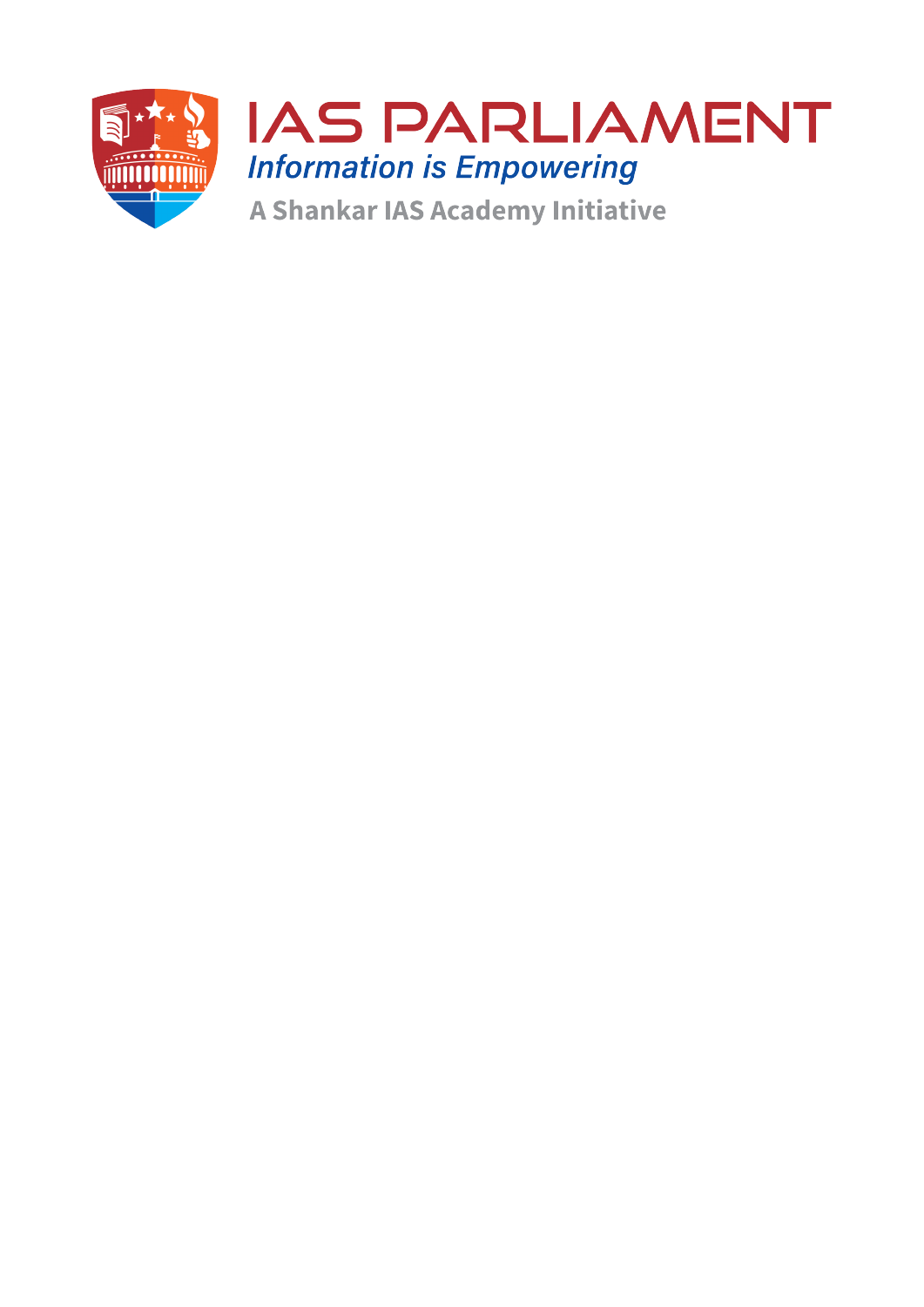# IAS PARLIAMENT

*Information is Empowering*

A Shankar IAS Academy Initiative